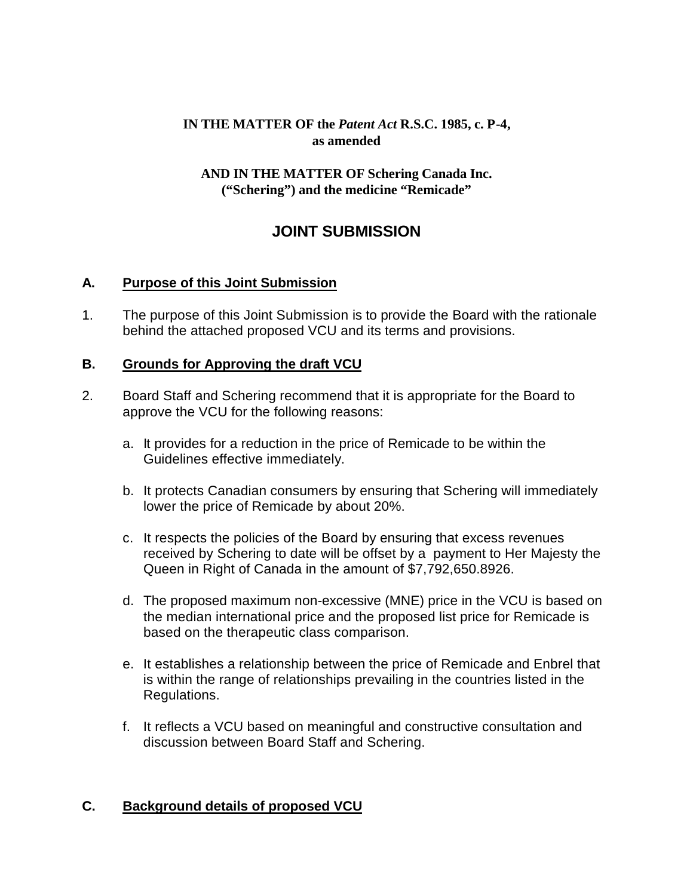**IN THE MATTER OF the *Patent Act* R.S.C. 1985, c. P-4, as amended**

**AND IN THE MATTER OF Schering Canada Inc. ("Schering") and the medicine "Remicade"**

# JOINT SUBMISSION

## A. Purpose of this Joint Submission

1. The purpose of this Joint Submission is to provide the Board with the rationale behind the attached proposed VCU and its terms and provisions.

## B. Grounds for Approving the draft VCU

2. Board Staff and Schering recommend that it is appropriate for the Board to approve the VCU for the following reasons:

   a. It provides for a reduction in the price of Remicade to be within the Guidelines effective immediately.

   b. It protects Canadian consumers by ensuring that Schering will immediately lower the price of Remicade by about 20%.

   c. It respects the policies of the Board by ensuring that excess revenues received by Schering to date will be offset by a payment to Her Majesty the Queen in Right of Canada in the amount of $7,792,650.8926.

   d. The proposed maximum non-excessive (MNE) price in the VCU is based on the median international price and the proposed list price for Remicade is based on the therapeutic class comparison.

   e. It establishes a relationship between the price of Remicade and Enbrel that is within the range of relationships prevailing in the countries listed in the Regulations.

   f. It reflects a VCU based on meaningful and constructive consultation and discussion between Board Staff and Schering.

## C. Background details of proposed VCU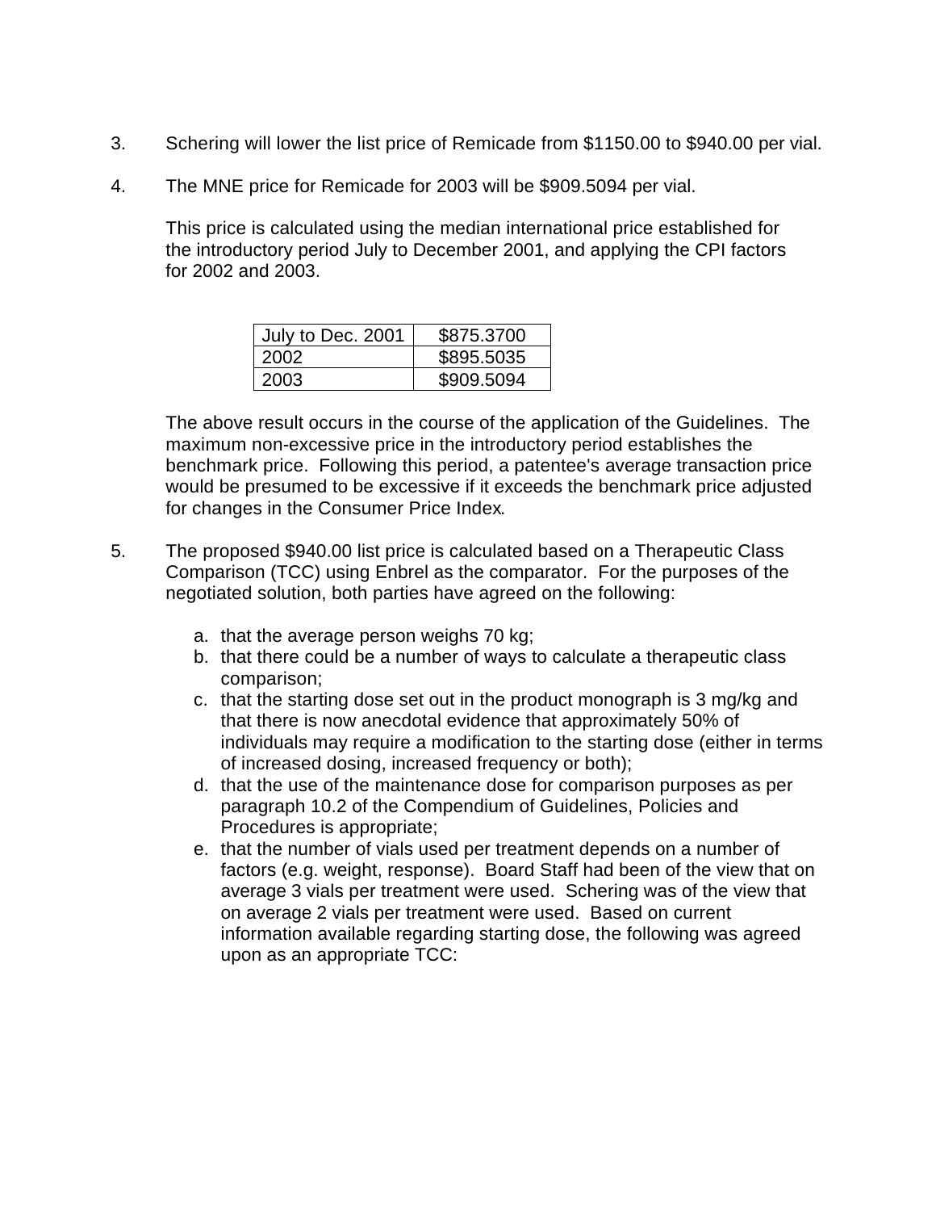3. Schering will lower the list price of Remicade from $1150.00 to $940.00 per vial.

4. The MNE price for Remicade for 2003 will be $909.5094 per vial.

   This price is calculated using the median international price established for the introductory period July to December 2001, and applying the CPI factors for 2002 and 2003.

| July to Dec. 2001 | $875.3700 |
|---|---|
| 2002 | $895.5035 |
| 2003 | $909.5094 |

   The above result occurs in the course of the application of the Guidelines. The maximum non-excessive price in the introductory period establishes the benchmark price. Following this period, a patentee's average transaction price would be presumed to be excessive if it exceeds the benchmark price adjusted for changes in the Consumer Price Index.

5. The proposed $940.00 list price is calculated based on a Therapeutic Class Comparison (TCC) using Enbrel as the comparator. For the purposes of the negotiated solution, both parties have agreed on the following:

   a. that the average person weighs 70 kg;
   b. that there could be a number of ways to calculate a therapeutic class comparison;
   c. that the starting dose set out in the product monograph is 3 mg/kg and that there is now anecdotal evidence that approximately 50% of individuals may require a modification to the starting dose (either in terms of increased dosing, increased frequency or both);
   d. that the use of the maintenance dose for comparison purposes as per paragraph 10.2 of the Compendium of Guidelines, Policies and Procedures is appropriate;
   e. that the number of vials used per treatment depends on a number of factors (e.g. weight, response). Board Staff had been of the view that on average 3 vials per treatment were used. Schering was of the view that on average 2 vials per treatment were used. Based on current information available regarding starting dose, the following was agreed upon as an appropriate TCC: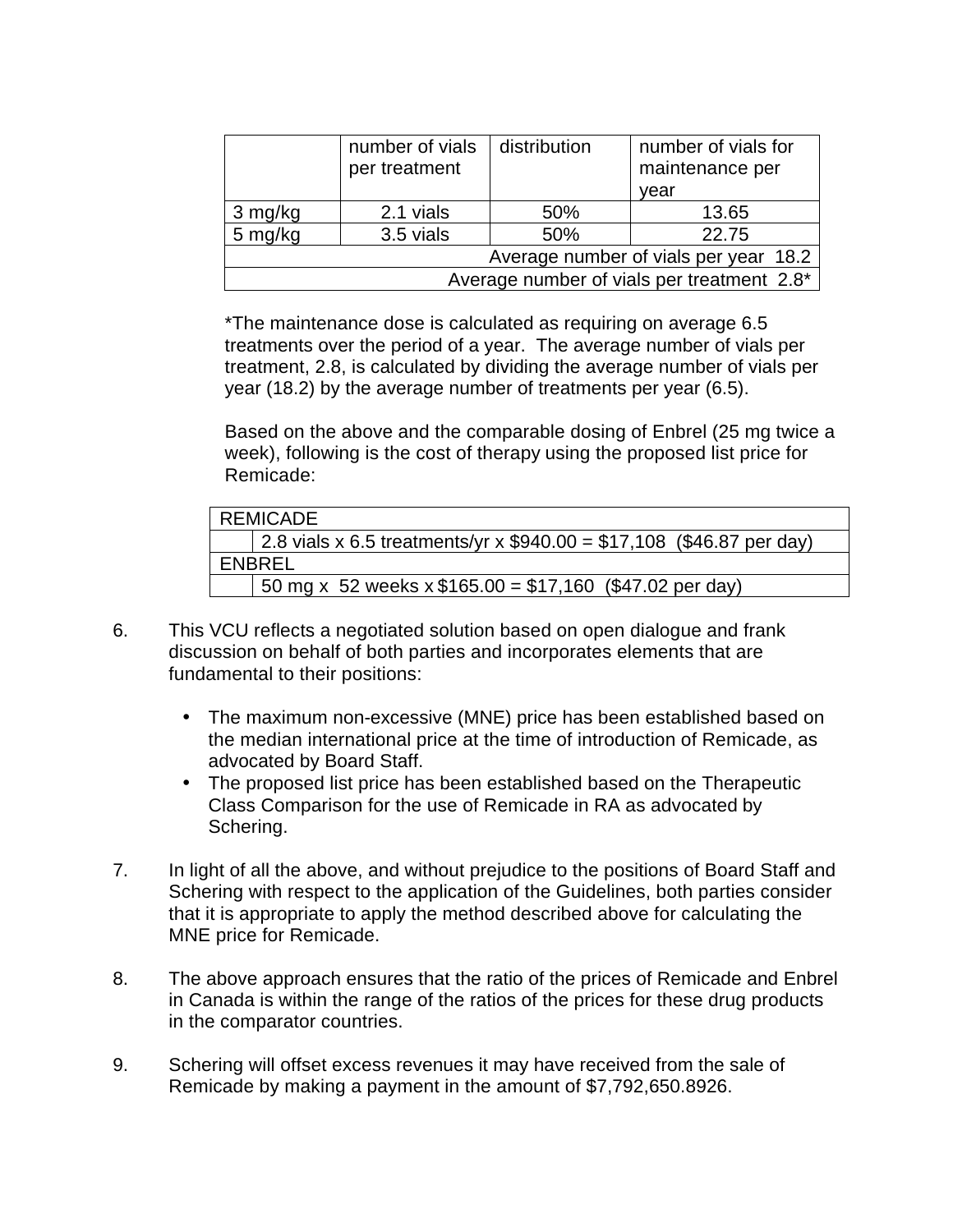|  | number of vials per treatment | distribution | number of vials for maintenance per year |
|---|---|---|---|
| 3 mg/kg | 2.1 vials | 50% | 13.65 |
| 5 mg/kg | 3.5 vials | 50% | 22.75 |
| Average number of vials per year 18.2 | | | |
| Average number of vials per treatment 2.8* | | | |

*The maintenance dose is calculated as requiring on average 6.5 treatments over the period of a year. The average number of vials per treatment, 2.8, is calculated by dividing the average number of vials per year (18.2) by the average number of treatments per year (6.5).

Based on the above and the comparable dosing of Enbrel (25 mg twice a week), following is the cost of therapy using the proposed list price for Remicade:

| REMICADE | |
|---|---|
| | 2.8 vials x 6.5 treatments/yr x $940.00 = $17,108 ($46.87 per day) |
| ENBREL | |
| | 50 mg x 52 weeks x $165.00 = $17,160 ($47.02 per day) |

6. This VCU reflects a negotiated solution based on open dialogue and frank discussion on behalf of both parties and incorporates elements that are fundamental to their positions:

   - The maximum non-excessive (MNE) price has been established based on the median international price at the time of introduction of Remicade, as advocated by Board Staff.
   - The proposed list price has been established based on the Therapeutic Class Comparison for the use of Remicade in RA as advocated by Schering.

7. In light of all the above, and without prejudice to the positions of Board Staff and Schering with respect to the application of the Guidelines, both parties consider that it is appropriate to apply the method described above for calculating the MNE price for Remicade.

8. The above approach ensures that the ratio of the prices of Remicade and Enbrel in Canada is within the range of the ratios of the prices for these drug products in the comparator countries.

9. Schering will offset excess revenues it may have received from the sale of Remicade by making a payment in the amount of $7,792,650.8926.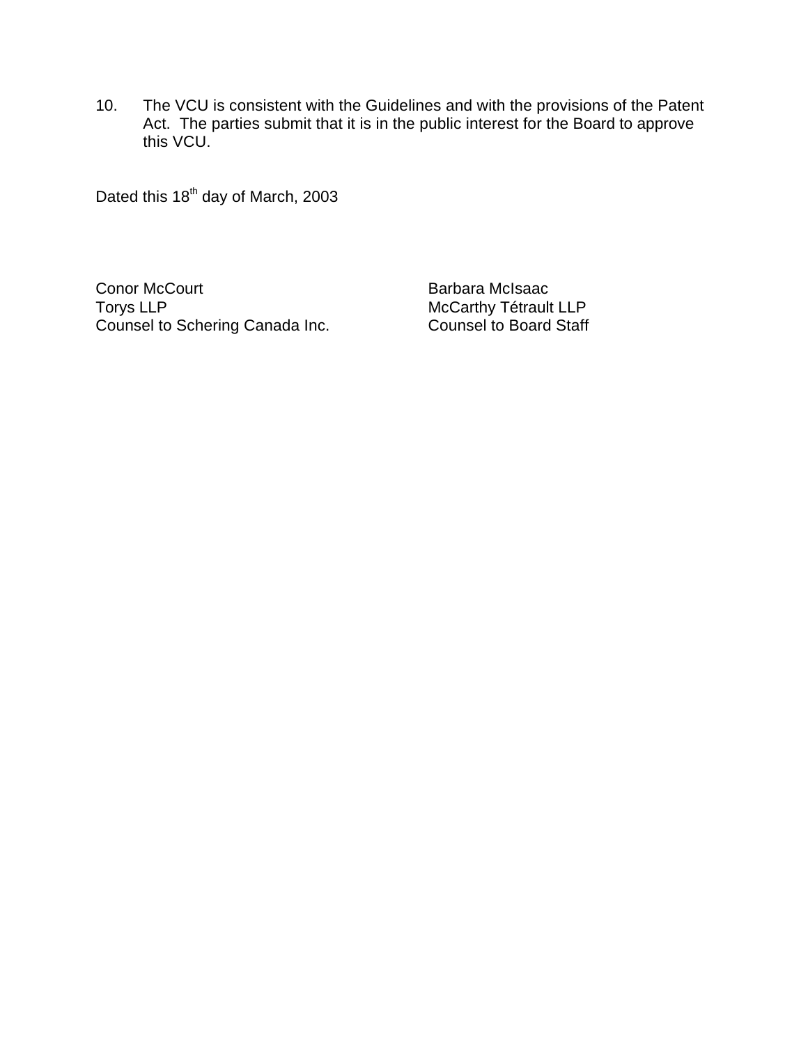10. The VCU is consistent with the Guidelines and with the provisions of the Patent Act. The parties submit that it is in the public interest for the Board to approve this VCU.

Dated this 18th day of March, 2003

| | |
|---|---|
| Conor McCourt | Barbara McIsaac |
| Torys LLP | McCarthy Tétrault LLP |
| Counsel to Schering Canada Inc. | Counsel to Board Staff |